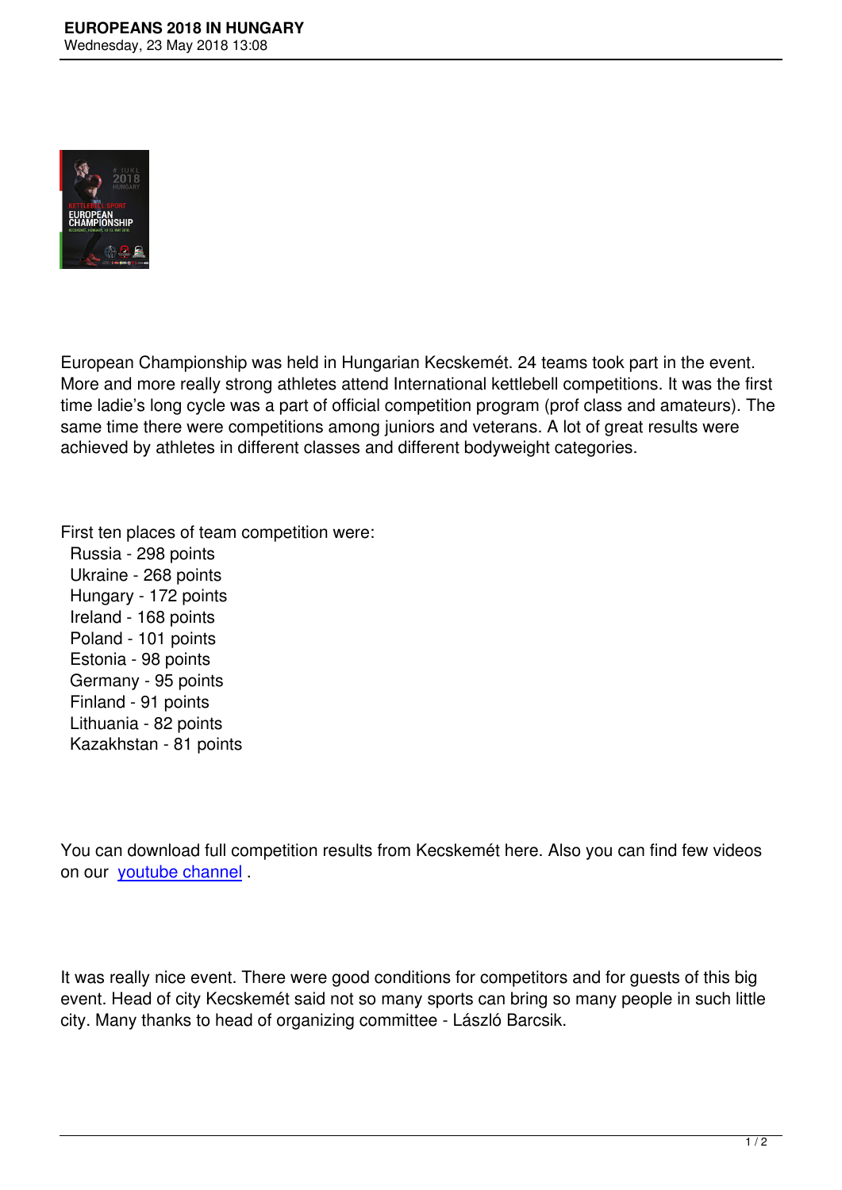# EUROPEANS 2018 IN HUNGARY

Wednesday, 23 May 2018 13:08

European Championship was held in Hungarian Kecskemét. 24 teams took part in the event. More and more really strong athletes attend International kettlebell competitions. It was the first time ladie's long cycle was a part of official competition program (prof class and amateurs). The same time there were competitions among juniors and veterans. A lot of great results were achieved by athletes in different classes and different bodyweight categories.

First ten places of team competition were:

- Russia - 298 points
- Ukraine - 268 points
- Hungary - 172 points
- Ireland - 168 points
- Poland - 101 points
- Estonia - 98 points
- Germany - 95 points
- Finland - 91 points
- Lithuania - 82 points
- Kazakhstan - 81 points

You can download full competition results from Kecskemét here. Also you can find few videos on our youtube channel .

It was really nice event. There were good conditions for competitors and for guests of this big event. Head of city Kecskemét said not so many sports can bring so many people in such little city. Many thanks to head of organizing committee - László Barcsik.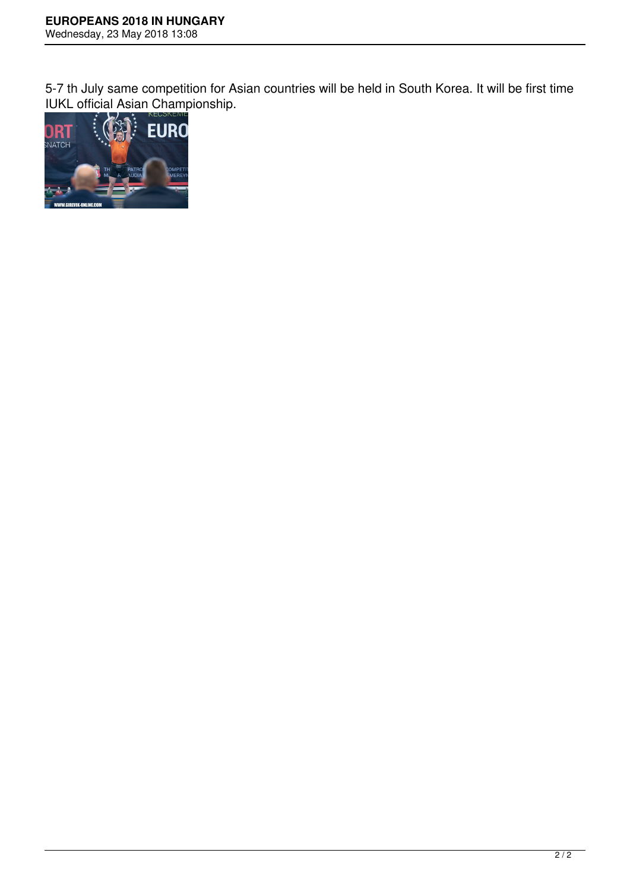5-7 th July same competition for Asian countries will be held in South Korea. It will be first time IUKL official Asian Championship.